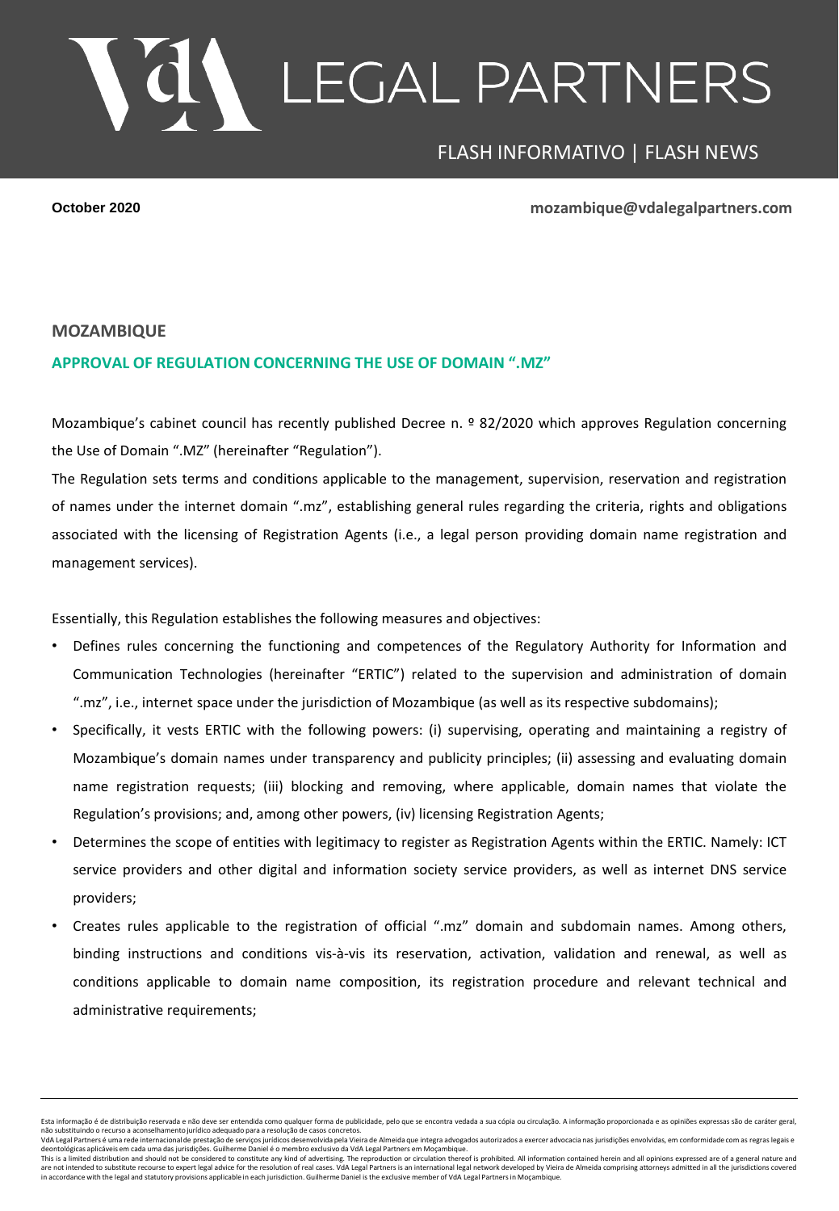# LEGAL PARTNERS

FLASH INFORMATIVO | FLASH NEWS

**October 2020** **mozambique@vdalegalpartners.com**

## MOZAMBIQUE

### APPROVAL OF REGULATION CONCERNING THE USE OF DOMAIN ".MZ"

Mozambique's cabinet council has recently published Decree n. º 82/2020 which approves Regulation concerning the Use of Domain ".MZ" (hereinafter "Regulation").

The Regulation sets terms and conditions applicable to the management, supervision, reservation and registration of names under the internet domain ".mz", establishing general rules regarding the criteria, rights and obligations associated with the licensing of Registration Agents (i.e., a legal person providing domain name registration and management services).

Essentially, this Regulation establishes the following measures and objectives:

- Defines rules concerning the functioning and competences of the Regulatory Authority for Information and Communication Technologies (hereinafter "ERTIC") related to the supervision and administration of domain ".mz", i.e., internet space under the jurisdiction of Mozambique (as well as its respective subdomains);
- Specifically, it vests ERTIC with the following powers: (i) supervising, operating and maintaining a registry of Mozambique's domain names under transparency and publicity principles; (ii) assessing and evaluating domain name registration requests; (iii) blocking and removing, where applicable, domain names that violate the Regulation's provisions; and, among other powers, (iv) licensing Registration Agents;
- Determines the scope of entities with legitimacy to register as Registration Agents within the ERTIC. Namely: ICT service providers and other digital and information society service providers, as well as internet DNS service providers;
- Creates rules applicable to the registration of official ".mz" domain and subdomain names. Among others, binding instructions and conditions vis-à-vis its reservation, activation, validation and renewal, as well as conditions applicable to domain name composition, its registration procedure and relevant technical and administrative requirements;

---

Esta informação é de distribuição reservada e não deve ser entendida como qualquer forma de publicidade, pelo que se encontra vedada a sua cópia ou circulação. A informação proporcionada e as opiniões expressas são de caráter geral, não substituindo o recurso a aconselhamento jurídico adequado para a resolução de casos concretos.
VdA Legal Partners é uma rede internacional de prestação de serviços jurídicos desenvolvida pela Vieira de Almeida que integra advogados autorizados a exercer advocacia nas jurisdições envolvidas, em conformidade com as regras legais e deontológicas aplicáveis em cada uma das jurisdições. Guilherme Daniel é o membro exclusivo da VdA Legal Partners em Moçambique.
This is a limited distribution and should not be considered to constitute any kind of advertising. The reproduction or circulation thereof is prohibited. All information contained herein and all opinions expressed are of a general nature and are not intended to substitute recourse to expert legal advice for the resolution of real cases. VdA Legal Partners is an international legal network developed by Vieira de Almeida comprising attorneys admitted in all the jurisdictions covered in accordance with the legal and statutory provisions applicable in each jurisdiction. Guilherme Daniel is the exclusive member of VdA Legal Partners in Moçambique.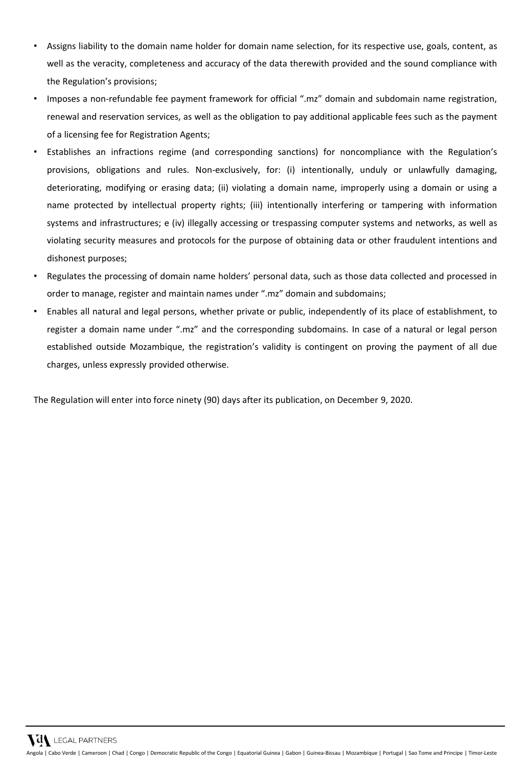- Assigns liability to the domain name holder for domain name selection, for its respective use, goals, content, as well as the veracity, completeness and accuracy of the data therewith provided and the sound compliance with the Regulation's provisions;
- Imposes a non-refundable fee payment framework for official ".mz" domain and subdomain name registration, renewal and reservation services, as well as the obligation to pay additional applicable fees such as the payment of a licensing fee for Registration Agents;
- Establishes an infractions regime (and corresponding sanctions) for noncompliance with the Regulation's provisions, obligations and rules. Non-exclusively, for: (i) intentionally, unduly or unlawfully damaging, deteriorating, modifying or erasing data; (ii) violating a domain name, improperly using a domain or using a name protected by intellectual property rights; (iii) intentionally interfering or tampering with information systems and infrastructures; e (iv) illegally accessing or trespassing computer systems and networks, as well as violating security measures and protocols for the purpose of obtaining data or other fraudulent intentions and dishonest purposes;
- Regulates the processing of domain name holders' personal data, such as those data collected and processed in order to manage, register and maintain names under ".mz" domain and subdomains;
- Enables all natural and legal persons, whether private or public, independently of its place of establishment, to register a domain name under ".mz" and the corresponding subdomains. In case of a natural or legal person established outside Mozambique, the registration's validity is contingent on proving the payment of all due charges, unless expressly provided otherwise.

The Regulation will enter into force ninety (90) days after its publication, on December 9, 2020.